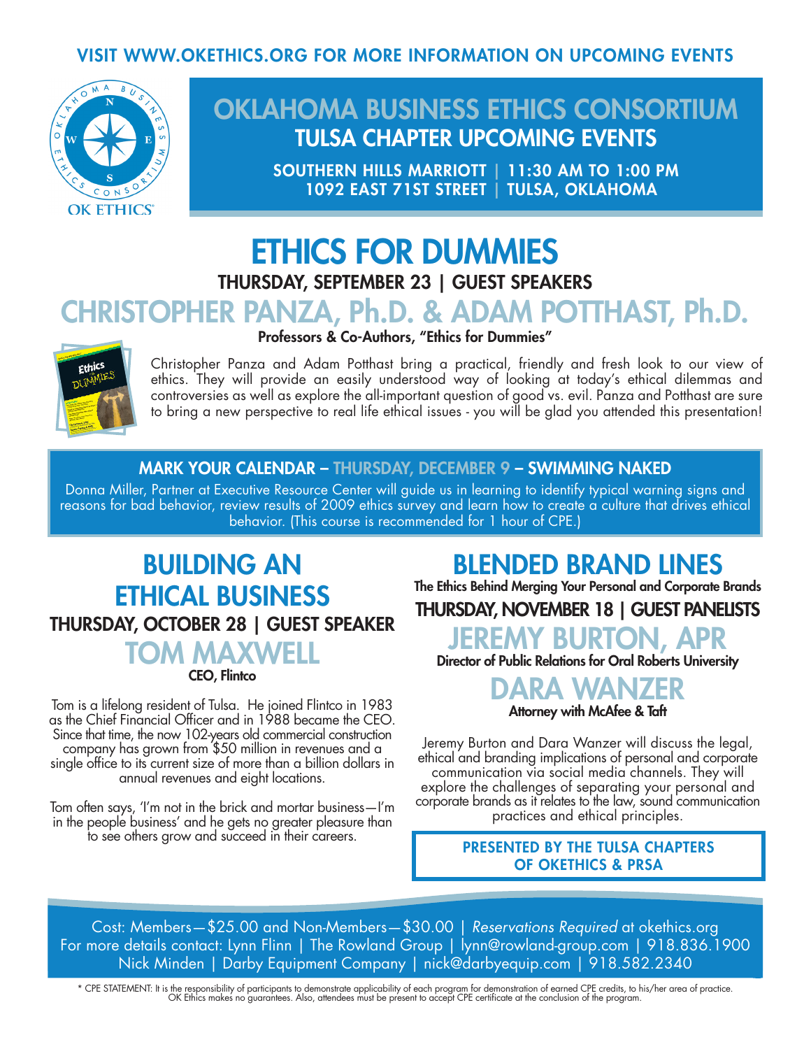VISIT WWW.OKETHICS.ORG FOR MORE INFORMATION ON UPCOMING EVENTS

# OKLAHOMA BUSINESS ETHICS CONSORTIUM

## TULSA CHAPTER UPCOMING EVENTS

SOUTHERN HILLS MARRIOTT | 11:30 AM TO 1:00 PM
1092 EAST 71ST STREET | TULSA, OKLAHOMA

# ETHICS FOR DUMMIES

### THURSDAY, SEPTEMBER 23 | GUEST SPEAKERS

## CHRISTOPHER PANZA, Ph.D. & ADAM POTTHAST, Ph.D.

**Professors & Co-Authors, "Ethics for Dummies"**

Christopher Panza and Adam Potthast bring a practical, friendly and fresh look to our view of ethics. They will provide an easily understood way of looking at today's ethical dilemmas and controversies as well as explore the all-important question of good vs. evil. Panza and Potthast are sure to bring a new perspective to real life ethical issues - you will be glad you attended this presentation!

### MARK YOUR CALENDAR – THURSDAY, DECEMBER 9 – SWIMMING NAKED

Donna Miller, Partner at Executive Resource Center will guide us in learning to identify typical warning signs and reasons for bad behavior, review results of 2009 ethics survey and learn how to create a culture that drives ethical behavior. (This course is recommended for 1 hour of CPE.)

# BUILDING AN ETHICAL BUSINESS

### THURSDAY, OCTOBER 28 | GUEST SPEAKER

## TOM MAXWELL

**CEO, Flintco**

Tom is a lifelong resident of Tulsa. He joined Flintco in 1983 as the Chief Financial Officer and in 1988 became the CEO. Since that time, the now 102-years old commercial construction company has grown from $50 million in revenues and a single office to its current size of more than a billion dollars in annual revenues and eight locations.

Tom often says, 'I'm not in the brick and mortar business—I'm in the people business' and he gets no greater pleasure than to see others grow and succeed in their careers.

# BLENDED BRAND LINES

**The Ethics Behind Merging Your Personal and Corporate Brands**

### THURSDAY, NOVEMBER 18 | GUEST PANELISTS

## JEREMY BURTON, APR

**Director of Public Relations for Oral Roberts University**

## DARA WANZER

**Attorney with McAfee & Taft**

Jeremy Burton and Dara Wanzer will discuss the legal, ethical and branding implications of personal and corporate communication via social media channels. They will explore the challenges of separating your personal and corporate brands as it relates to the law, sound communication practices and ethical principles.

**PRESENTED BY THE TULSA CHAPTERS OF OKETHICS & PRSA**

Cost: Members—$25.00 and Non-Members—$30.00 | *Reservations Required* at okethics.org
For more details contact: Lynn Flinn | The Rowland Group | lynn@rowland-group.com | 918.836.1900
Nick Minden | Darby Equipment Company | nick@darbyequip.com | 918.582.2340

* CPE STATEMENT: It is the responsibility of participants to demonstrate applicability of each program for demonstration of earned CPE credits, to his/her area of practice. OK Ethics makes no guarantees. Also, attendees must be present to accept CPE certificate at the conclusion of the program.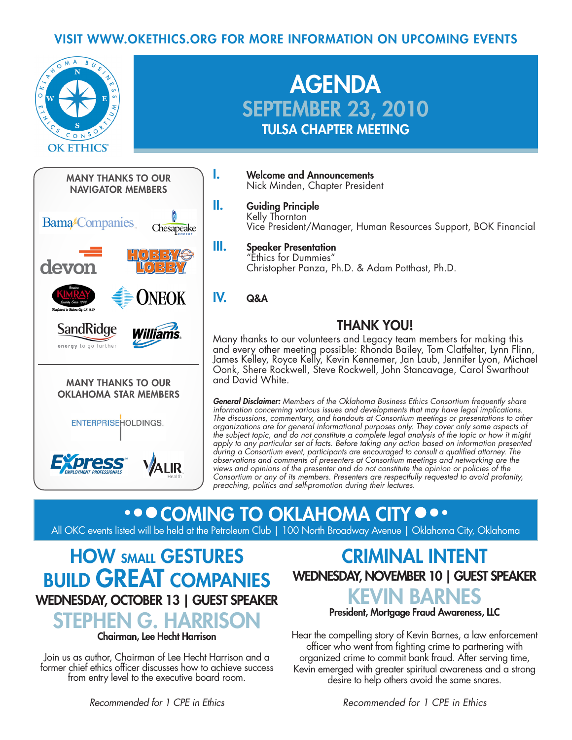VISIT WWW.OKETHICS.ORG FOR MORE INFORMATION ON UPCOMING EVENTS

OK ETHICS

# AGENDA

## SEPTEMBER 23, 2010

### TULSA CHAPTER MEETING

MANY THANKS TO OUR NAVIGATOR MEMBERS

Bama Companies, Chesapeake, devon, Hobby Lobby, Kimray, ONEOK, SandRidge, Williams

MANY THANKS TO OUR OKLAHOMA STAR MEMBERS

Enterprise Holdings, Express Employment Professionals, Valir Health

I. **Welcome and Announcements**
Nick Minden, Chapter President

II. **Guiding Principle**
Kelly Thornton
Vice President/Manager, Human Resources Support, BOK Financial

III. **Speaker Presentation**
"Ethics for Dummies"
Christopher Panza, Ph.D. & Adam Potthast, Ph.D.

IV. **Q&A**

## THANK YOU!

Many thanks to our volunteers and Legacy team members for making this and every other meeting possible: Rhonda Bailey, Tom Clatfelter, Lynn Flinn, James Kelley, Royce Kelly, Kevin Kennemer, Jan Laub, Jennifer Lyon, Michael Oonk, Shere Rockwell, Steve Rockwell, John Stancavage, Carol Swarthout and David White.

***General Disclaimer:*** *Members of the Oklahoma Business Ethics Consortium frequently share information concerning various issues and developments that may have legal implications. The discussions, commentary, and handouts at Consortium meetings or presentations to other organizations are for general informational purposes only. They cover only some aspects of the subject topic, and do not constitute a complete legal analysis of the topic or how it might apply to any particular set of facts. Before taking any action based on information presented during a Consortium event, participants are encouraged to consult a qualified attorney. The observations and comments of presenters at Consortium meetings and networking are the views and opinions of the presenter and do not constitute the opinion or policies of the Consortium or any of its members. Presenters are respectfully requested to avoid profanity, preaching, politics and self-promotion during their lectures.*

## COMING TO OKLAHOMA CITY

All OKC events listed will be held at the Petroleum Club | 100 North Broadway Avenue | Oklahoma City, Oklahoma

### HOW SMALL GESTURES BUILD GREAT COMPANIES

**WEDNESDAY, OCTOBER 13 | GUEST SPEAKER**

**STEPHEN G. HARRISON**

**Chairman, Lee Hecht Harrison**

Join us as author, Chairman of Lee Hecht Harrison and a former chief ethics officer discusses how to achieve success from entry level to the executive board room.

*Recommended for 1 CPE in Ethics*

### CRIMINAL INTENT

**WEDNESDAY, NOVEMBER 10 | GUEST SPEAKER**

**KEVIN BARNES**

**President, Mortgage Fraud Awareness, LLC**

Hear the compelling story of Kevin Barnes, a law enforcement officer who went from fighting crime to partnering with organized crime to commit bank fraud. After serving time, Kevin emerged with greater spiritual awareness and a strong desire to help others avoid the same snares.

*Recommended for 1 CPE in Ethics*